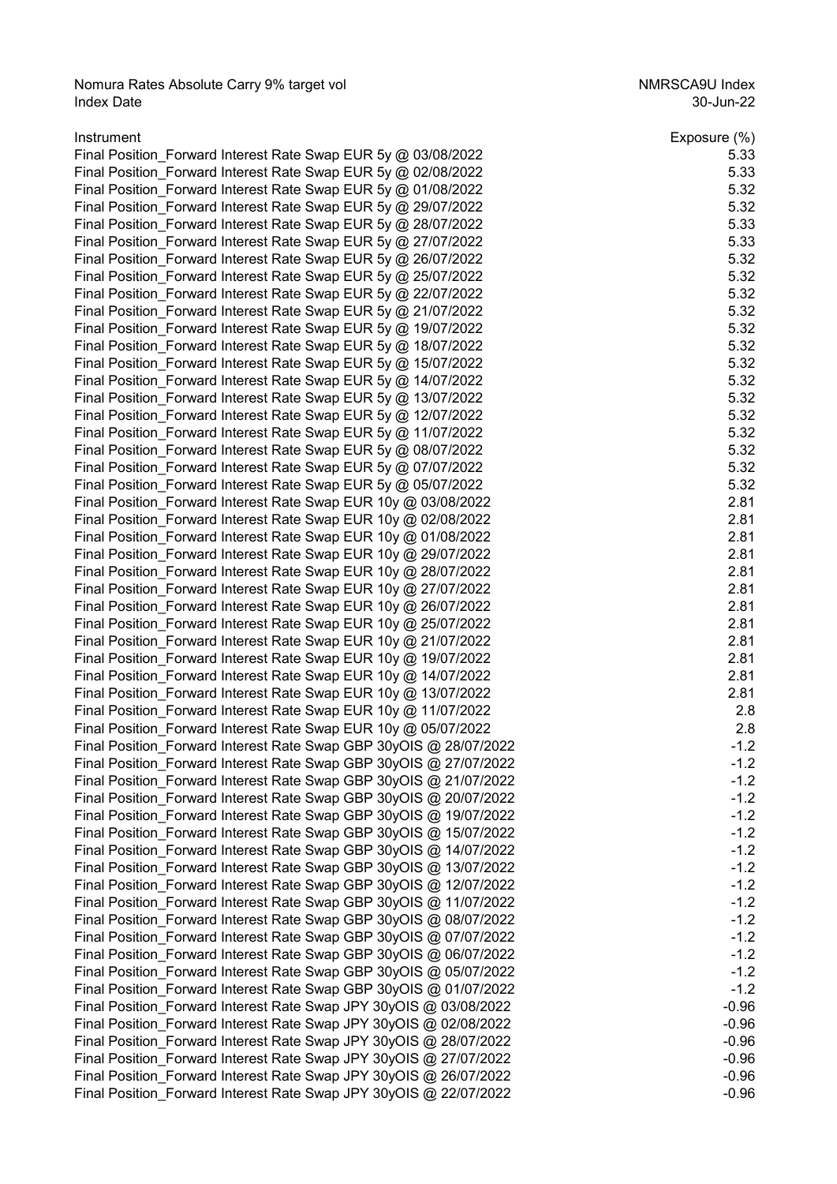Nomura Rates Absolute Carry 9% target vol | NMRSCA9U Index

Index Date | 30-Jun-22

| Instrument | Exposure (%) |
| --- | --- |
| Final Position_Forward Interest Rate Swap EUR 5y @ 03/08/2022 | 5.33 |
| Final Position_Forward Interest Rate Swap EUR 5y @ 02/08/2022 | 5.33 |
| Final Position_Forward Interest Rate Swap EUR 5y @ 01/08/2022 | 5.32 |
| Final Position_Forward Interest Rate Swap EUR 5y @ 29/07/2022 | 5.32 |
| Final Position_Forward Interest Rate Swap EUR 5y @ 28/07/2022 | 5.33 |
| Final Position_Forward Interest Rate Swap EUR 5y @ 27/07/2022 | 5.33 |
| Final Position_Forward Interest Rate Swap EUR 5y @ 26/07/2022 | 5.32 |
| Final Position_Forward Interest Rate Swap EUR 5y @ 25/07/2022 | 5.32 |
| Final Position_Forward Interest Rate Swap EUR 5y @ 22/07/2022 | 5.32 |
| Final Position_Forward Interest Rate Swap EUR 5y @ 21/07/2022 | 5.32 |
| Final Position_Forward Interest Rate Swap EUR 5y @ 19/07/2022 | 5.32 |
| Final Position_Forward Interest Rate Swap EUR 5y @ 18/07/2022 | 5.32 |
| Final Position_Forward Interest Rate Swap EUR 5y @ 15/07/2022 | 5.32 |
| Final Position_Forward Interest Rate Swap EUR 5y @ 14/07/2022 | 5.32 |
| Final Position_Forward Interest Rate Swap EUR 5y @ 13/07/2022 | 5.32 |
| Final Position_Forward Interest Rate Swap EUR 5y @ 12/07/2022 | 5.32 |
| Final Position_Forward Interest Rate Swap EUR 5y @ 11/07/2022 | 5.32 |
| Final Position_Forward Interest Rate Swap EUR 5y @ 08/07/2022 | 5.32 |
| Final Position_Forward Interest Rate Swap EUR 5y @ 07/07/2022 | 5.32 |
| Final Position_Forward Interest Rate Swap EUR 5y @ 05/07/2022 | 5.32 |
| Final Position_Forward Interest Rate Swap EUR 10y @ 03/08/2022 | 2.81 |
| Final Position_Forward Interest Rate Swap EUR 10y @ 02/08/2022 | 2.81 |
| Final Position_Forward Interest Rate Swap EUR 10y @ 01/08/2022 | 2.81 |
| Final Position_Forward Interest Rate Swap EUR 10y @ 29/07/2022 | 2.81 |
| Final Position_Forward Interest Rate Swap EUR 10y @ 28/07/2022 | 2.81 |
| Final Position_Forward Interest Rate Swap EUR 10y @ 27/07/2022 | 2.81 |
| Final Position_Forward Interest Rate Swap EUR 10y @ 26/07/2022 | 2.81 |
| Final Position_Forward Interest Rate Swap EUR 10y @ 25/07/2022 | 2.81 |
| Final Position_Forward Interest Rate Swap EUR 10y @ 21/07/2022 | 2.81 |
| Final Position_Forward Interest Rate Swap EUR 10y @ 19/07/2022 | 2.81 |
| Final Position_Forward Interest Rate Swap EUR 10y @ 14/07/2022 | 2.81 |
| Final Position_Forward Interest Rate Swap EUR 10y @ 13/07/2022 | 2.81 |
| Final Position_Forward Interest Rate Swap EUR 10y @ 11/07/2022 | 2.8 |
| Final Position_Forward Interest Rate Swap EUR 10y @ 05/07/2022 | 2.8 |
| Final Position_Forward Interest Rate Swap GBP 30yOIS @ 28/07/2022 | -1.2 |
| Final Position_Forward Interest Rate Swap GBP 30yOIS @ 27/07/2022 | -1.2 |
| Final Position_Forward Interest Rate Swap GBP 30yOIS @ 21/07/2022 | -1.2 |
| Final Position_Forward Interest Rate Swap GBP 30yOIS @ 20/07/2022 | -1.2 |
| Final Position_Forward Interest Rate Swap GBP 30yOIS @ 19/07/2022 | -1.2 |
| Final Position_Forward Interest Rate Swap GBP 30yOIS @ 15/07/2022 | -1.2 |
| Final Position_Forward Interest Rate Swap GBP 30yOIS @ 14/07/2022 | -1.2 |
| Final Position_Forward Interest Rate Swap GBP 30yOIS @ 13/07/2022 | -1.2 |
| Final Position_Forward Interest Rate Swap GBP 30yOIS @ 12/07/2022 | -1.2 |
| Final Position_Forward Interest Rate Swap GBP 30yOIS @ 11/07/2022 | -1.2 |
| Final Position_Forward Interest Rate Swap GBP 30yOIS @ 08/07/2022 | -1.2 |
| Final Position_Forward Interest Rate Swap GBP 30yOIS @ 07/07/2022 | -1.2 |
| Final Position_Forward Interest Rate Swap GBP 30yOIS @ 06/07/2022 | -1.2 |
| Final Position_Forward Interest Rate Swap GBP 30yOIS @ 05/07/2022 | -1.2 |
| Final Position_Forward Interest Rate Swap GBP 30yOIS @ 01/07/2022 | -1.2 |
| Final Position_Forward Interest Rate Swap JPY 30yOIS @ 03/08/2022 | -0.96 |
| Final Position_Forward Interest Rate Swap JPY 30yOIS @ 02/08/2022 | -0.96 |
| Final Position_Forward Interest Rate Swap JPY 30yOIS @ 28/07/2022 | -0.96 |
| Final Position_Forward Interest Rate Swap JPY 30yOIS @ 27/07/2022 | -0.96 |
| Final Position_Forward Interest Rate Swap JPY 30yOIS @ 26/07/2022 | -0.96 |
| Final Position_Forward Interest Rate Swap JPY 30yOIS @ 22/07/2022 | -0.96 |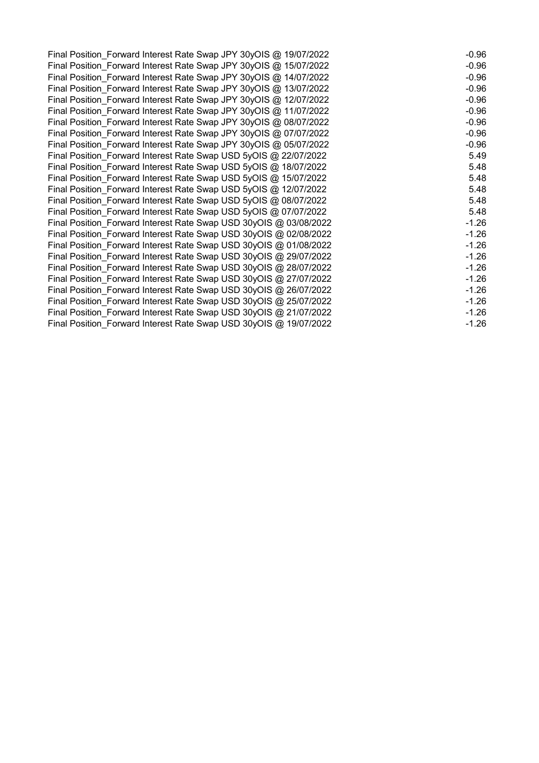| | |
|---|---|
| Final Position_Forward Interest Rate Swap JPY 30yOIS @ 19/07/2022 | -0.96 |
| Final Position_Forward Interest Rate Swap JPY 30yOIS @ 15/07/2022 | -0.96 |
| Final Position_Forward Interest Rate Swap JPY 30yOIS @ 14/07/2022 | -0.96 |
| Final Position_Forward Interest Rate Swap JPY 30yOIS @ 13/07/2022 | -0.96 |
| Final Position_Forward Interest Rate Swap JPY 30yOIS @ 12/07/2022 | -0.96 |
| Final Position_Forward Interest Rate Swap JPY 30yOIS @ 11/07/2022 | -0.96 |
| Final Position_Forward Interest Rate Swap JPY 30yOIS @ 08/07/2022 | -0.96 |
| Final Position_Forward Interest Rate Swap JPY 30yOIS @ 07/07/2022 | -0.96 |
| Final Position_Forward Interest Rate Swap JPY 30yOIS @ 05/07/2022 | -0.96 |
| Final Position_Forward Interest Rate Swap USD 5yOIS @ 22/07/2022 | 5.49 |
| Final Position_Forward Interest Rate Swap USD 5yOIS @ 18/07/2022 | 5.48 |
| Final Position_Forward Interest Rate Swap USD 5yOIS @ 15/07/2022 | 5.48 |
| Final Position_Forward Interest Rate Swap USD 5yOIS @ 12/07/2022 | 5.48 |
| Final Position_Forward Interest Rate Swap USD 5yOIS @ 08/07/2022 | 5.48 |
| Final Position_Forward Interest Rate Swap USD 5yOIS @ 07/07/2022 | 5.48 |
| Final Position_Forward Interest Rate Swap USD 30yOIS @ 03/08/2022 | -1.26 |
| Final Position_Forward Interest Rate Swap USD 30yOIS @ 02/08/2022 | -1.26 |
| Final Position_Forward Interest Rate Swap USD 30yOIS @ 01/08/2022 | -1.26 |
| Final Position_Forward Interest Rate Swap USD 30yOIS @ 29/07/2022 | -1.26 |
| Final Position_Forward Interest Rate Swap USD 30yOIS @ 28/07/2022 | -1.26 |
| Final Position_Forward Interest Rate Swap USD 30yOIS @ 27/07/2022 | -1.26 |
| Final Position_Forward Interest Rate Swap USD 30yOIS @ 26/07/2022 | -1.26 |
| Final Position_Forward Interest Rate Swap USD 30yOIS @ 25/07/2022 | -1.26 |
| Final Position_Forward Interest Rate Swap USD 30yOIS @ 21/07/2022 | -1.26 |
| Final Position_Forward Interest Rate Swap USD 30yOIS @ 19/07/2022 | -1.26 |